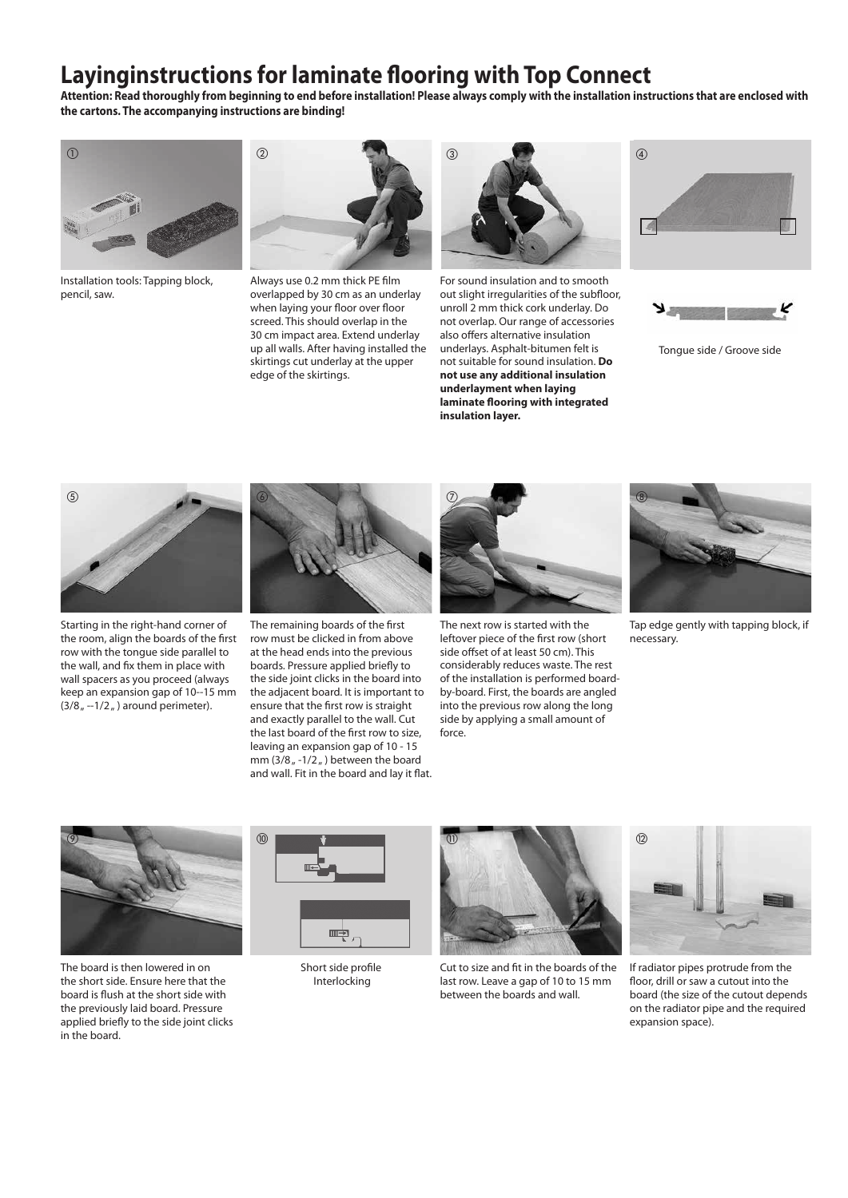# Layinginstructions for laminate flooring with Top Connect

**Attention: Read thoroughly from beginning to end before installation! Please always comply with the installation instructions that are enclosed with the cartons. The accompanying instructions are binding!**

① Installation tools: Tapping block, pencil, saw.

② Always use 0.2 mm thick PE film overlapped by 30 cm as an underlay when laying your floor over floor screed. This should overlap in the 30 cm impact area. Extend underlay up all walls. After having installed the skirtings cut underlay at the upper edge of the skirtings.

③ For sound insulation and to smooth out slight irregularities of the subfloor, unroll 2 mm thick cork underlay. Do not overlap. Our range of accessories also offers alternative insulation underlays. Asphalt-bitumen felt is not suitable for sound insulation. **Do not use any additional insulation underlayment when laying laminate flooring with integrated insulation layer.**

④ Tongue side / Groove side

⑤ Starting in the right-hand corner of the room, align the boards of the first row with the tongue side parallel to the wall, and fix them in place with wall spacers as you proceed (always keep an expansion gap of 10--15 mm (3/8" --1/2") around perimeter).

⑥ The remaining boards of the first row must be clicked in from above at the head ends into the previous boards. Pressure applied briefly to the side joint clicks in the board into the adjacent board. It is important to ensure that the first row is straight and exactly parallel to the wall. Cut the last board of the first row to size, leaving an expansion gap of 10 - 15 mm (3/8" -1/2") between the board and wall. Fit in the board and lay it flat.

⑦ The next row is started with the leftover piece of the first row (short side offset of at least 50 cm). This considerably reduces waste. The rest of the installation is performed board-by-board. First, the boards are angled into the previous row along the long side by applying a small amount of force.

⑧ Tap edge gently with tapping block, if necessary.

⑨ The board is then lowered in on the short side. Ensure here that the board is flush at the short side with the previously laid board. Pressure applied briefly to the side joint clicks in the board.

⑩ Short side profile Interlocking

⑪ Cut to size and fit in the boards of the last row. Leave a gap of 10 to 15 mm between the boards and wall.

⑫ If radiator pipes protrude from the floor, drill or saw a cutout into the board (the size of the cutout depends on the radiator pipe and the required expansion space).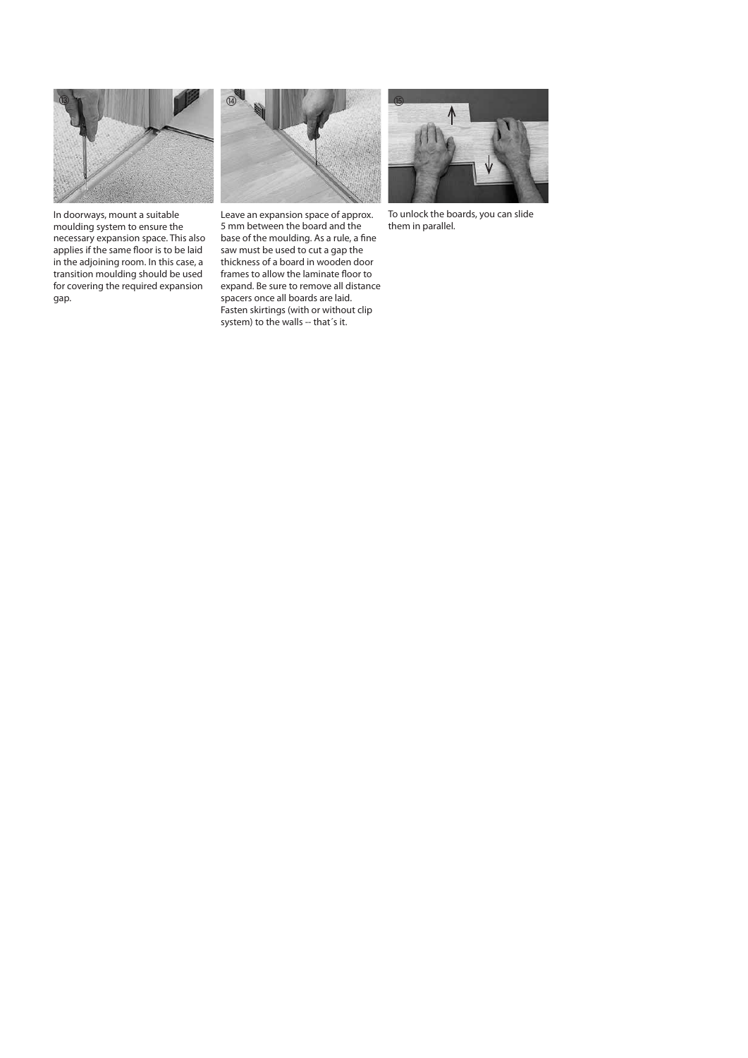In doorways, mount a suitable moulding system to ensure the necessary expansion space. This also applies if the same floor is to be laid in the adjoining room. In this case, a transition moulding should be used for covering the required expansion gap.

Leave an expansion space of approx. 5 mm between the board and the base of the moulding. As a rule, a fine saw must be used to cut a gap the thickness of a board in wooden door frames to allow the laminate floor to expand. Be sure to remove all distance spacers once all boards are laid. Fasten skirtings (with or without clip system) to the walls -- that´s it.

To unlock the boards, you can slide them in parallel.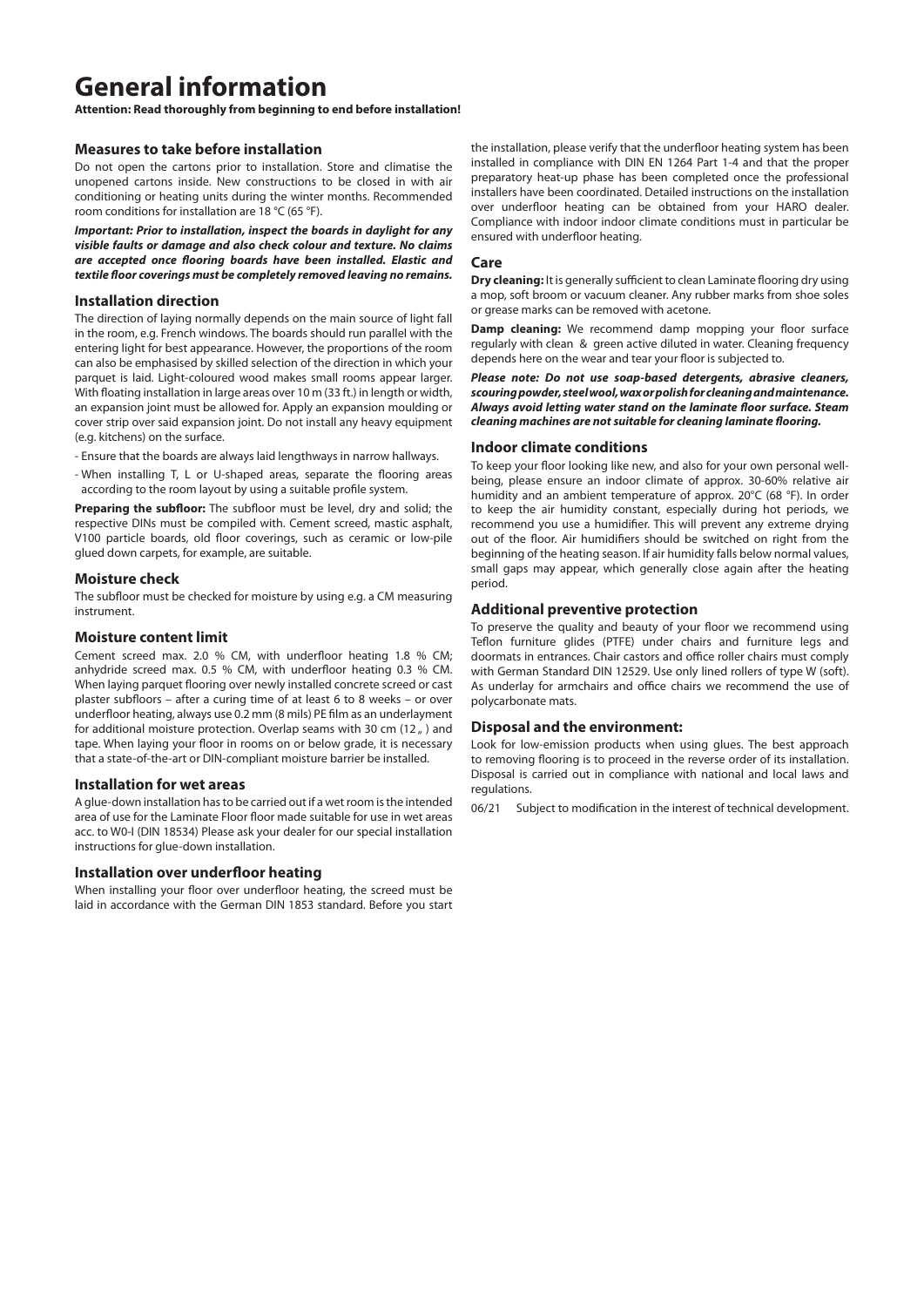# General information

**Attention: Read thoroughly from beginning to end before installation!**

### Measures to take before installation

Do not open the cartons prior to installation. Store and climatise the unopened cartons inside. New constructions to be closed in with air conditioning or heating units during the winter months. Recommended room conditions for installation are 18 °C (65 °F).

***Important: Prior to installation, inspect the boards in daylight for any visible faults or damage and also check colour and texture. No claims are accepted once flooring boards have been installed. Elastic and textile floor coverings must be completely removed leaving no remains.***

### Installation direction

The direction of laying normally depends on the main source of light fall in the room, e.g. French windows. The boards should run parallel with the entering light for best appearance. However, the proportions of the room can also be emphasised by skilled selection of the direction in which your parquet is laid. Light-coloured wood makes small rooms appear larger. With floating installation in large areas over 10 m (33 ft.) in length or width, an expansion joint must be allowed for. Apply an expansion moulding or cover strip over said expansion joint. Do not install any heavy equipment (e.g. kitchens) on the surface.

- Ensure that the boards are always laid lengthways in narrow hallways.
- When installing T, L or U-shaped areas, separate the flooring areas according to the room layout by using a suitable profile system.

**Preparing the subfloor:** The subfloor must be level, dry and solid; the respective DINs must be compiled with. Cement screed, mastic asphalt, V100 particle boards, old floor coverings, such as ceramic or low-pile glued down carpets, for example, are suitable.

### Moisture check

The subfloor must be checked for moisture by using e.g. a CM measuring instrument.

### Moisture content limit

Cement screed max. 2.0 % CM, with underfloor heating 1.8 % CM; anhydride screed max. 0.5 % CM, with underfloor heating 0.3 % CM. When laying parquet flooring over newly installed concrete screed or cast plaster subfloors – after a curing time of at least 6 to 8 weeks – or over underfloor heating, always use 0.2 mm (8 mils) PE film as an underlayment for additional moisture protection. Overlap seams with 30 cm (12 " ) and tape. When laying your floor in rooms on or below grade, it is necessary that a state-of-the-art or DIN-compliant moisture barrier be installed.

### Installation for wet areas

A glue-down installation has to be carried out if a wet room is the intended area of use for the Laminate Floor floor made suitable for use in wet areas acc. to W0-I (DIN 18534) Please ask your dealer for our special installation instructions for glue-down installation.

### Installation over underfloor heating

When installing your floor over underfloor heating, the screed must be laid in accordance with the German DIN 1853 standard. Before you start the installation, please verify that the underfloor heating system has been installed in compliance with DIN EN 1264 Part 1-4 and that the proper preparatory heat-up phase has been completed once the professional installers have been coordinated. Detailed instructions on the installation over underfloor heating can be obtained from your HARO dealer. Compliance with indoor indoor climate conditions must in particular be ensured with underfloor heating.

### Care

**Dry cleaning:** It is generally sufficient to clean Laminate flooring dry using a mop, soft broom or vacuum cleaner. Any rubber marks from shoe soles or grease marks can be removed with acetone.

**Damp cleaning:** We recommend damp mopping your floor surface regularly with clean & green active diluted in water. Cleaning frequency depends here on the wear and tear your floor is subjected to.

***Please note: Do not use soap-based detergents, abrasive cleaners, scouring powder, steel wool, wax or polish for cleaning and maintenance. Always avoid letting water stand on the laminate floor surface. Steam cleaning machines are not suitable for cleaning laminate flooring.***

### Indoor climate conditions

To keep your floor looking like new, and also for your own personal well-being, please ensure an indoor climate of approx. 30-60% relative air humidity and an ambient temperature of approx. 20°C (68 °F). In order to keep the air humidity constant, especially during hot periods, we recommend you use a humidifier. This will prevent any extreme drying out of the floor. Air humidifiers should be switched on right from the beginning of the heating season. If air humidity falls below normal values, small gaps may appear, which generally close again after the heating period.

### Additional preventive protection

To preserve the quality and beauty of your floor we recommend using Teflon furniture glides (PTFE) under chairs and furniture legs and doormats in entrances. Chair castors and office roller chairs must comply with German Standard DIN 12529. Use only lined rollers of type W (soft). As underlay for armchairs and office chairs we recommend the use of polycarbonate mats.

### Disposal and the environment:

Look for low-emission products when using glues. The best approach to removing flooring is to proceed in the reverse order of its installation. Disposal is carried out in compliance with national and local laws and regulations.

06/21 Subject to modification in the interest of technical development.